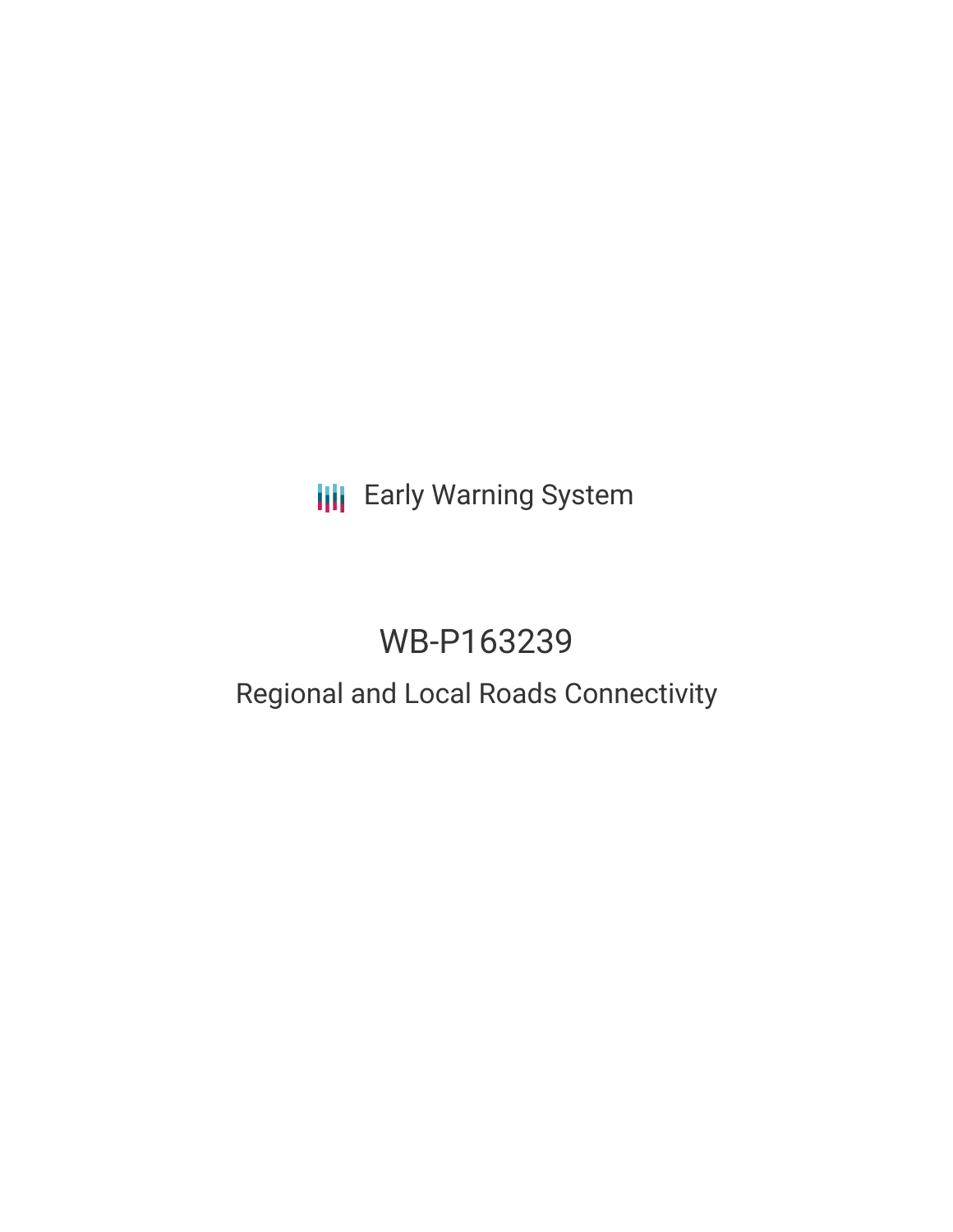Early Warning System

# WB-P163239

## Regional and Local Roads Connectivity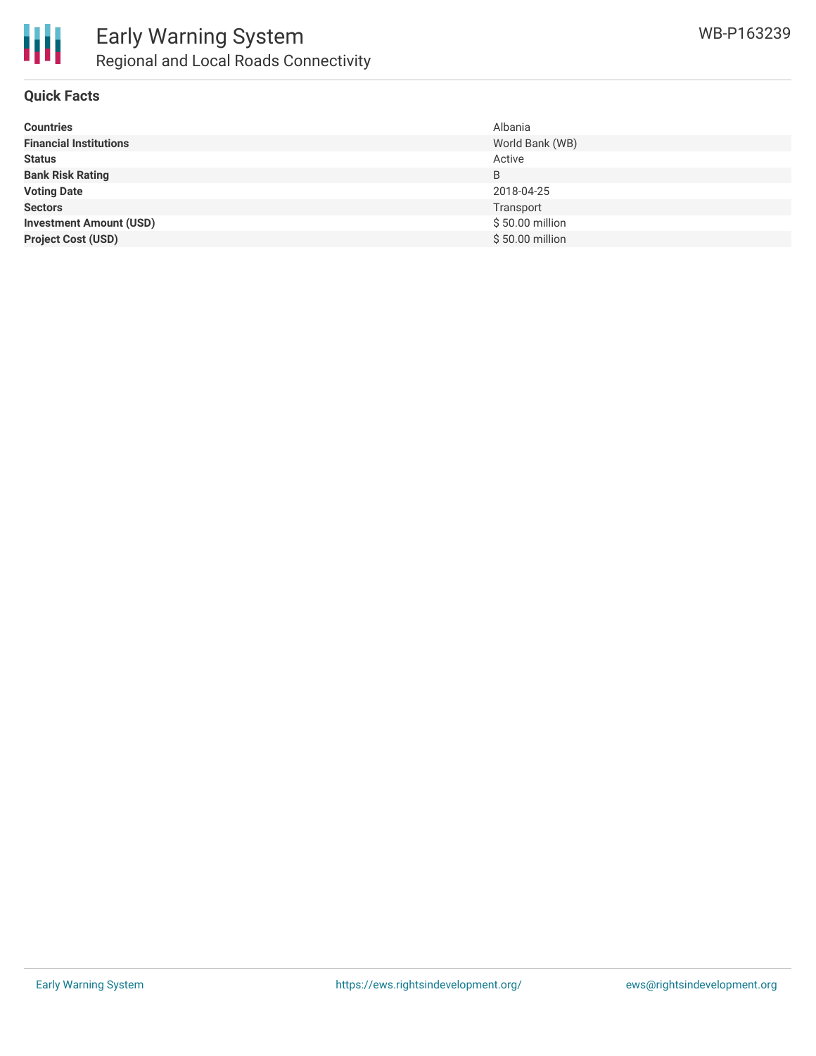# Early Warning System

## Regional and Local Roads Connectivity

WB-P163239

### Quick Facts

| | |
|---|---|
| **Countries** | Albania |
| **Financial Institutions** | World Bank (WB) |
| **Status** | Active |
| **Bank Risk Rating** | B |
| **Voting Date** | 2018-04-25 |
| **Sectors** | Transport |
| **Investment Amount (USD)** | $ 50.00 million |
| **Project Cost (USD)** | $ 50.00 million |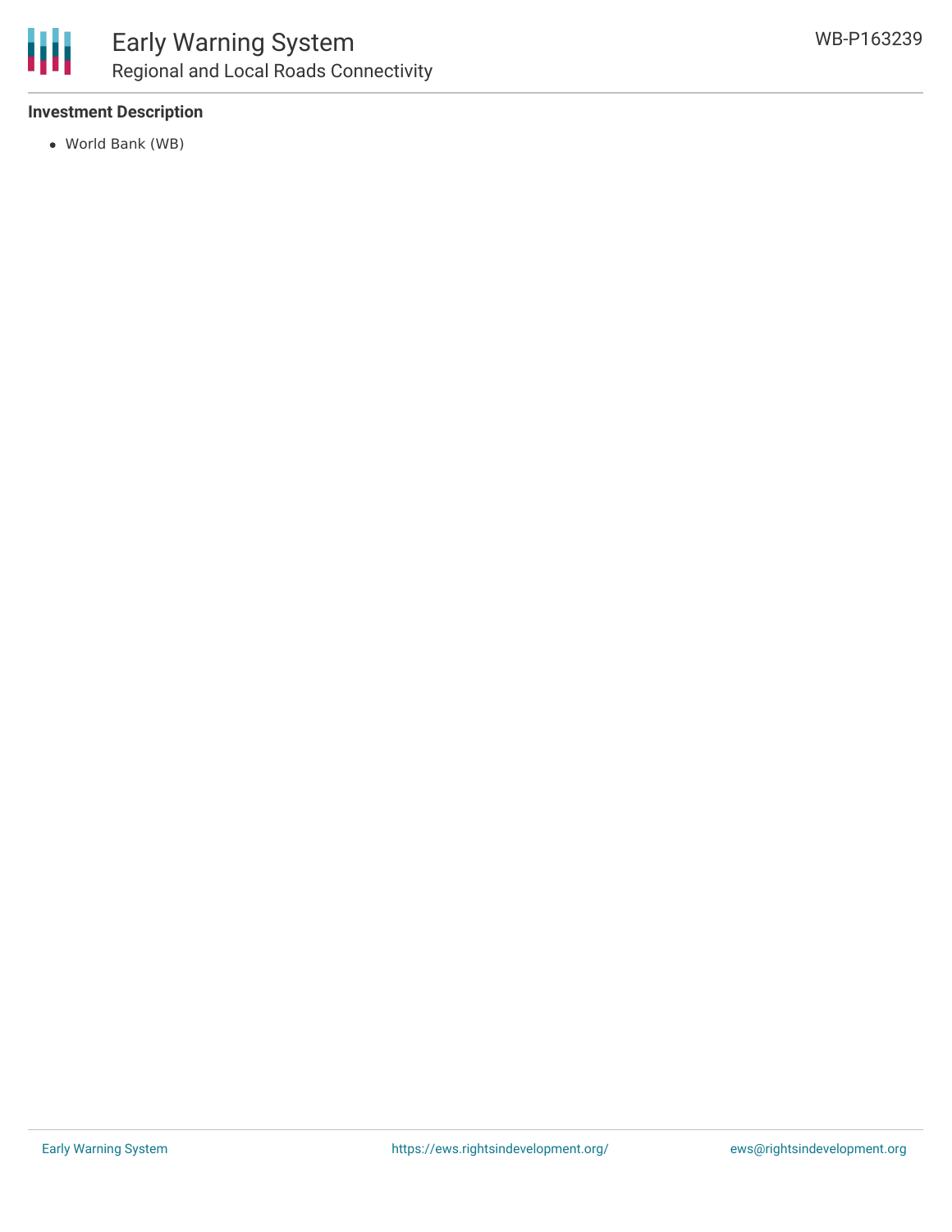**Investment Description**

- World Bank (WB)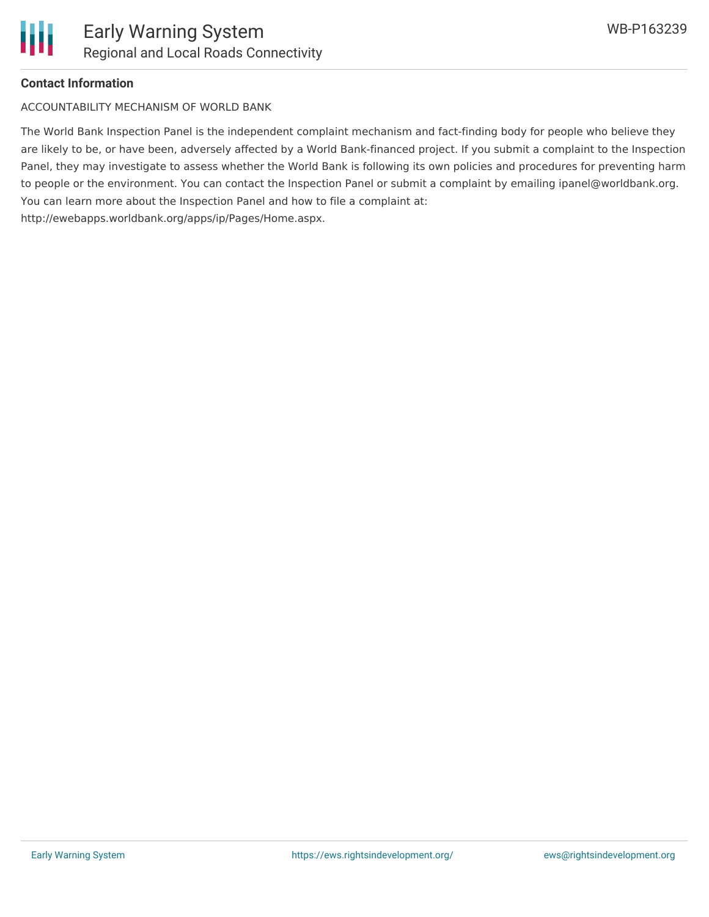**Contact Information**

ACCOUNTABILITY MECHANISM OF WORLD BANK

The World Bank Inspection Panel is the independent complaint mechanism and fact-finding body for people who believe they are likely to be, or have been, adversely affected by a World Bank-financed project. If you submit a complaint to the Inspection Panel, they may investigate to assess whether the World Bank is following its own policies and procedures for preventing harm to people or the environment. You can contact the Inspection Panel or submit a complaint by emailing ipanel@worldbank.org. You can learn more about the Inspection Panel and how to file a complaint at: http://ewebapps.worldbank.org/apps/ip/Pages/Home.aspx.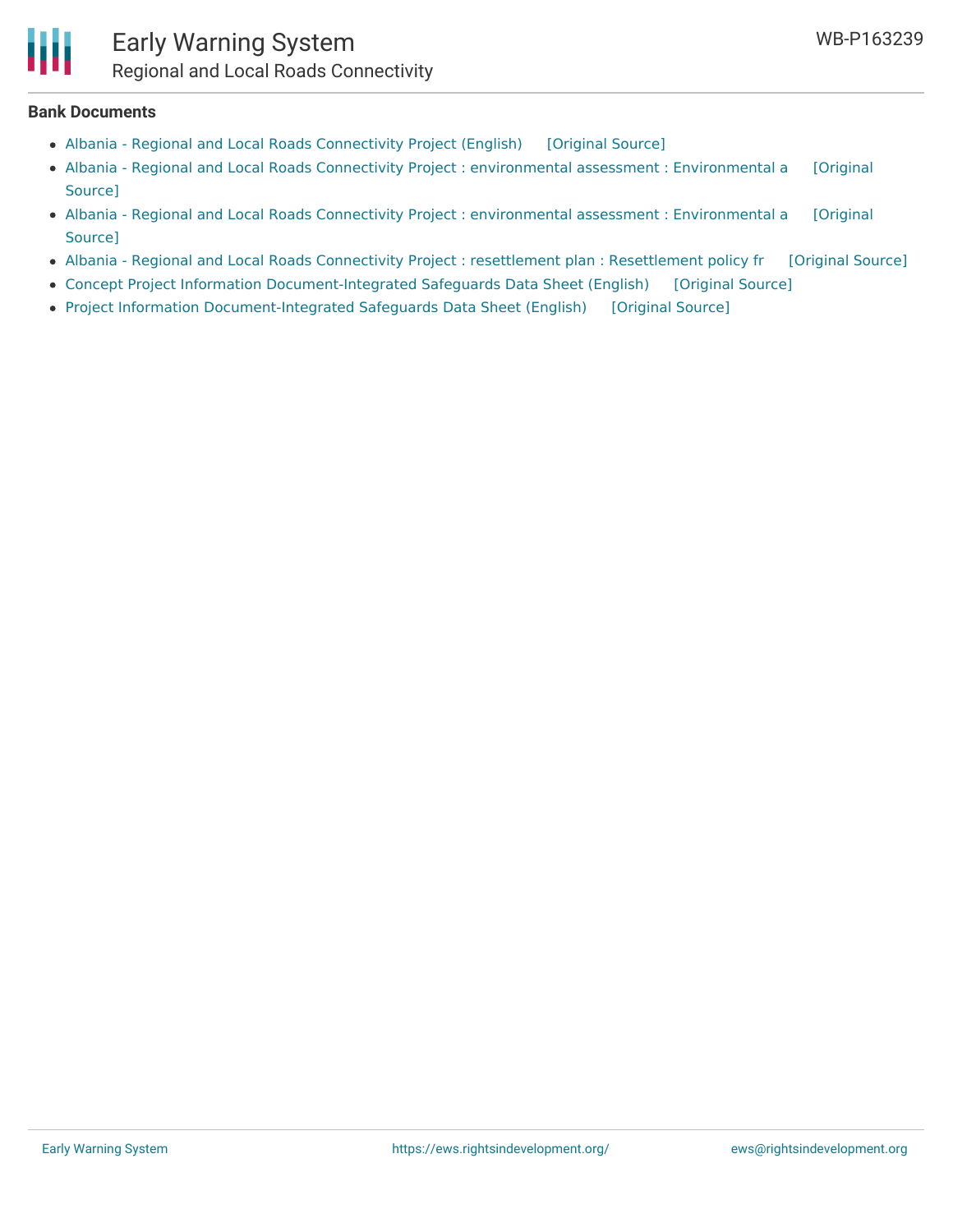**Bank Documents**

- Albania - Regional and Local Roads Connectivity Project (English) [Original Source]
- Albania - Regional and Local Roads Connectivity Project : environmental assessment : Environmental a [Original Source]
- Albania - Regional and Local Roads Connectivity Project : environmental assessment : Environmental a [Original Source]
- Albania - Regional and Local Roads Connectivity Project : resettlement plan : Resettlement policy fr [Original Source]
- Concept Project Information Document-Integrated Safeguards Data Sheet (English) [Original Source]
- Project Information Document-Integrated Safeguards Data Sheet (English) [Original Source]